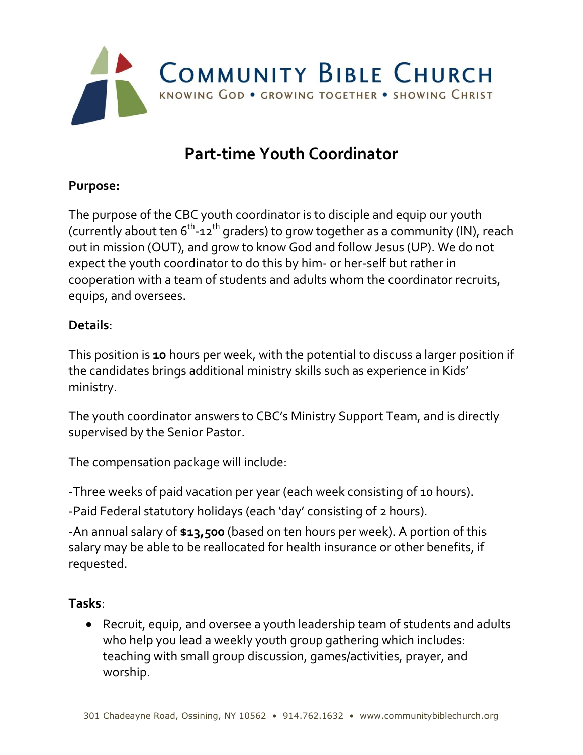# COMMUNITY BIBLE CHURCH

KNOWING GOD • GROWING TOGETHER • SHOWING CHRIST

## Part-time Youth Coordinator

**Purpose:**

The purpose of the CBC youth coordinator is to disciple and equip our youth (currently about ten 6th-12th graders) to grow together as a community (IN), reach out in mission (OUT), and grow to know God and follow Jesus (UP). We do not expect the youth coordinator to do this by him- or her-self but rather in cooperation with a team of students and adults whom the coordinator recruits, equips, and oversees.

**Details**:

This position is **10** hours per week, with the potential to discuss a larger position if the candidates brings additional ministry skills such as experience in Kids' ministry.

The youth coordinator answers to CBC's Ministry Support Team, and is directly supervised by the Senior Pastor.

The compensation package will include:

-Three weeks of paid vacation per year (each week consisting of 10 hours).

-Paid Federal statutory holidays (each 'day' consisting of 2 hours).

-An annual salary of **$13,500** (based on ten hours per week). A portion of this salary may be able to be reallocated for health insurance or other benefits, if requested.

**Tasks**:

- Recruit, equip, and oversee a youth leadership team of students and adults who help you lead a weekly youth group gathering which includes: teaching with small group discussion, games/activities, prayer, and worship.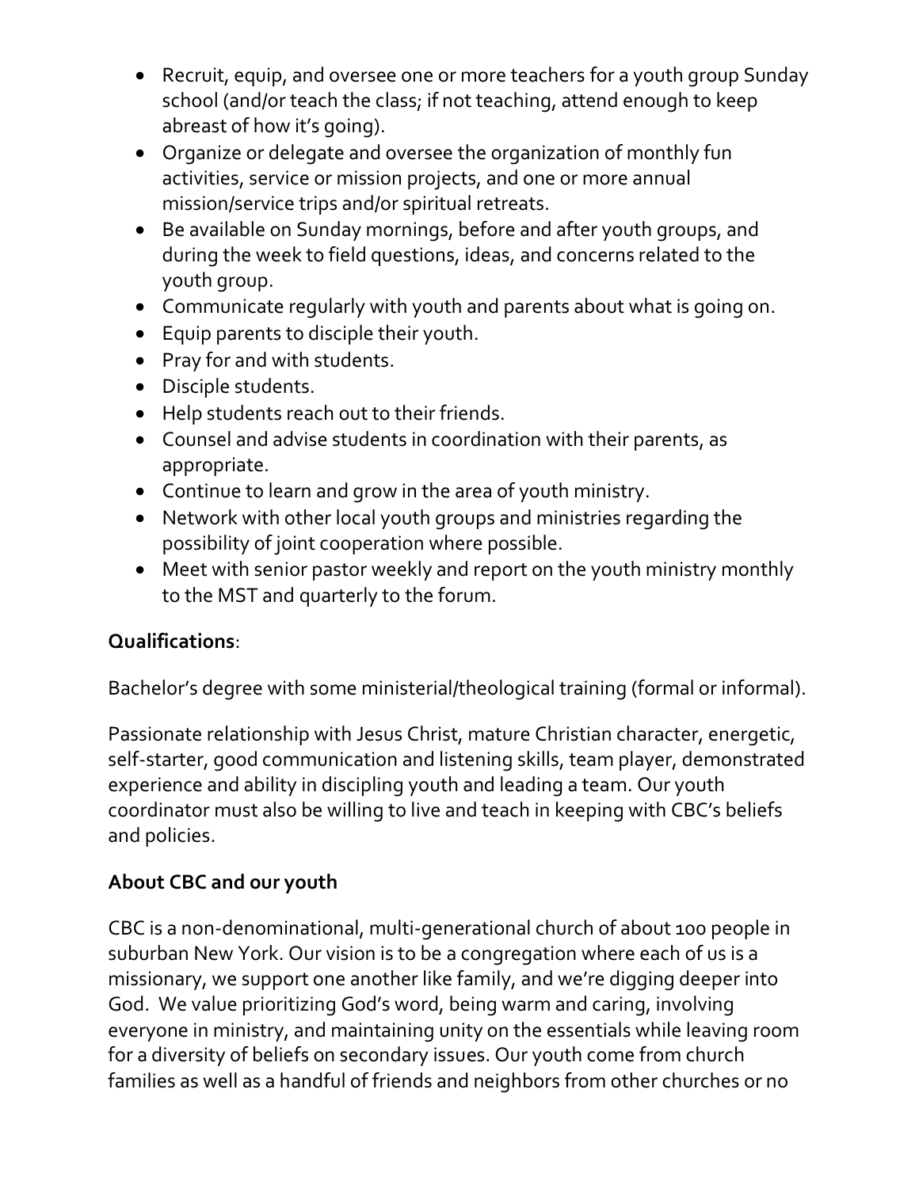- Recruit, equip, and oversee one or more teachers for a youth group Sunday school (and/or teach the class; if not teaching, attend enough to keep abreast of how it's going).
- Organize or delegate and oversee the organization of monthly fun activities, service or mission projects, and one or more annual mission/service trips and/or spiritual retreats.
- Be available on Sunday mornings, before and after youth groups, and during the week to field questions, ideas, and concerns related to the youth group.
- Communicate regularly with youth and parents about what is going on.
- Equip parents to disciple their youth.
- Pray for and with students.
- Disciple students.
- Help students reach out to their friends.
- Counsel and advise students in coordination with their parents, as appropriate.
- Continue to learn and grow in the area of youth ministry.
- Network with other local youth groups and ministries regarding the possibility of joint cooperation where possible.
- Meet with senior pastor weekly and report on the youth ministry monthly to the MST and quarterly to the forum.

**Qualifications**:

Bachelor's degree with some ministerial/theological training (formal or informal).

Passionate relationship with Jesus Christ, mature Christian character, energetic, self-starter, good communication and listening skills, team player, demonstrated experience and ability in discipling youth and leading a team. Our youth coordinator must also be willing to live and teach in keeping with CBC's beliefs and policies.

**About CBC and our youth**

CBC is a non-denominational, multi-generational church of about 100 people in suburban New York. Our vision is to be a congregation where each of us is a missionary, we support one another like family, and we're digging deeper into God. We value prioritizing God's word, being warm and caring, involving everyone in ministry, and maintaining unity on the essentials while leaving room for a diversity of beliefs on secondary issues. Our youth come from church families as well as a handful of friends and neighbors from other churches or no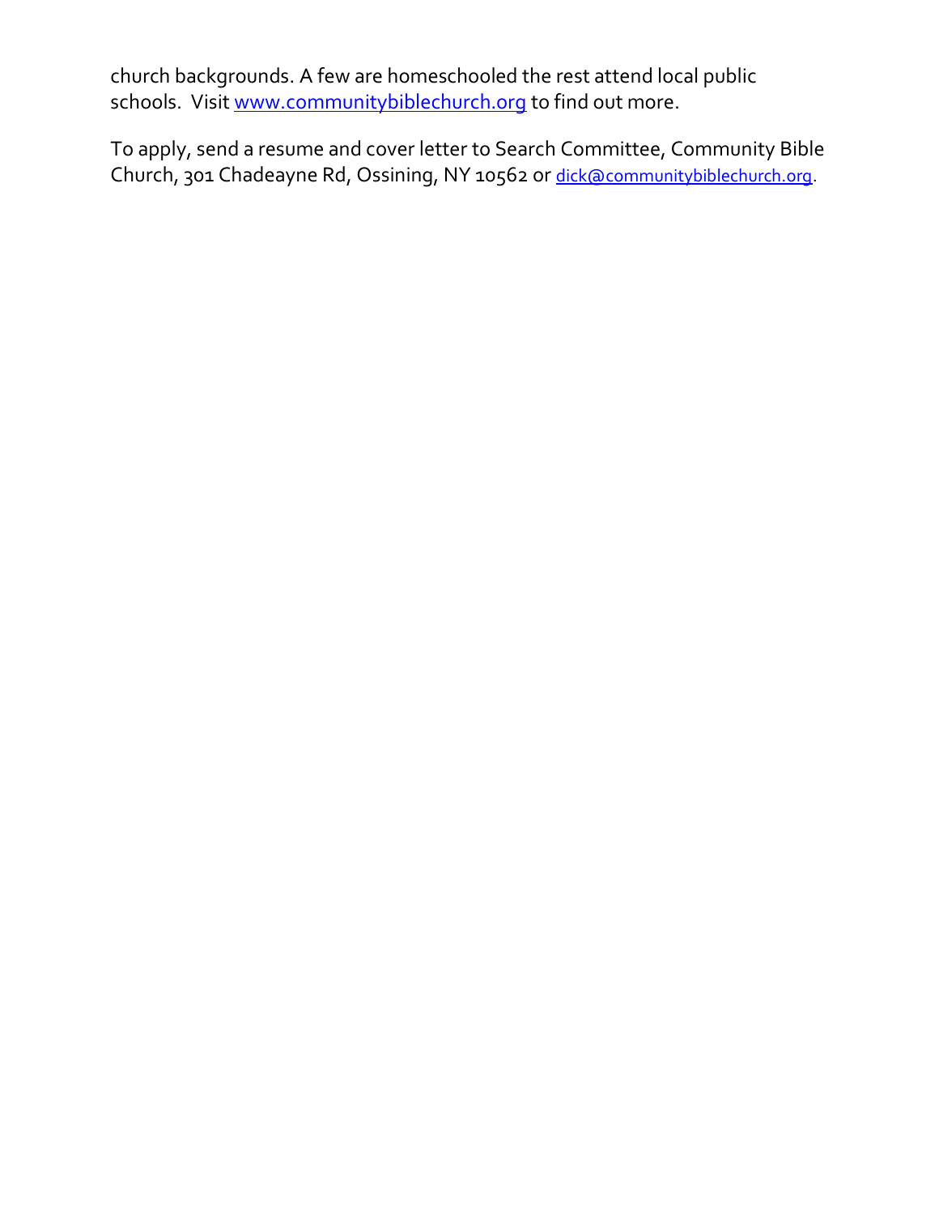church backgrounds. A few are homeschooled the rest attend local public schools. Visit [www.communitybiblechurch.org](http://www.communitybiblechurch.org) to find out more.

To apply, send a resume and cover letter to Search Committee, Community Bible Church, 301 Chadeayne Rd, Ossining, NY 10562 or [dick@communitybiblechurch.org](mailto:dick@communitybiblechurch.org).